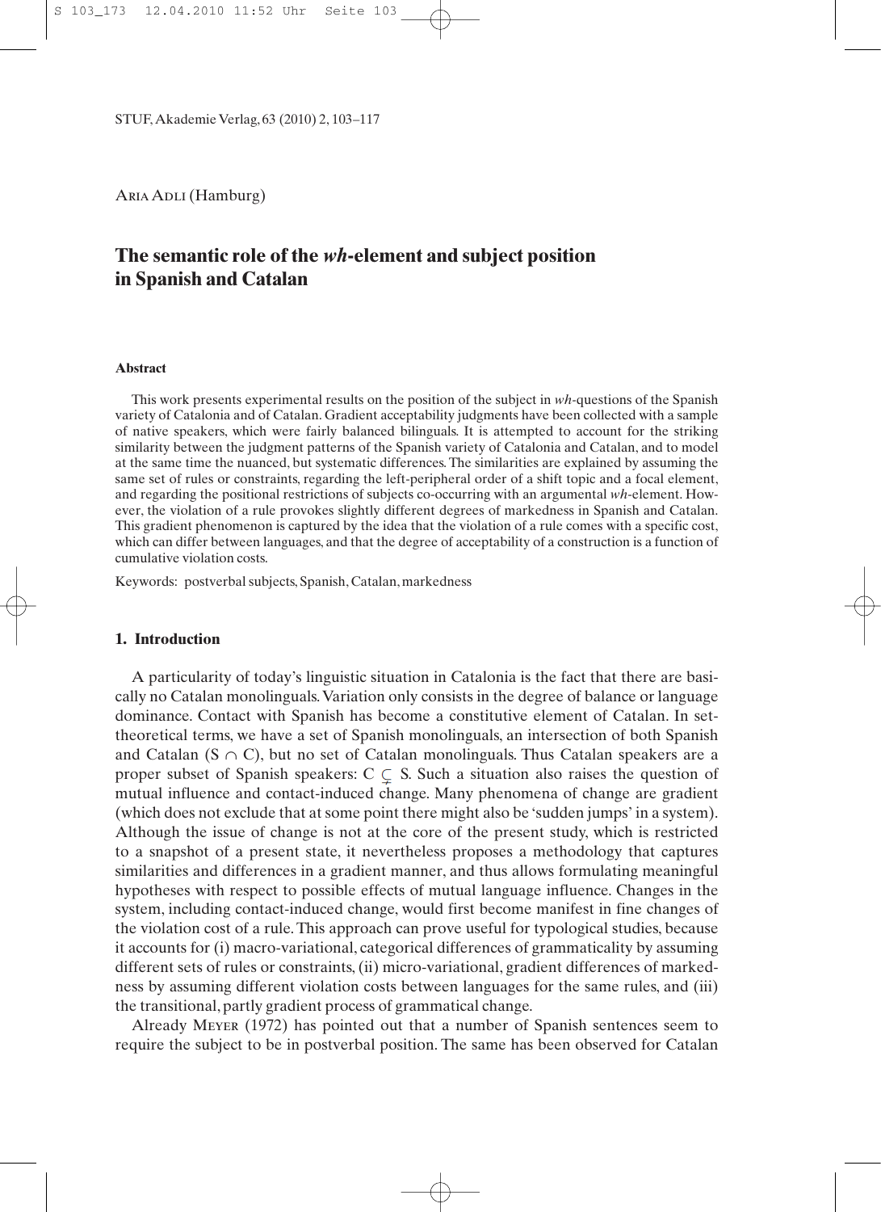Aria Adli (Hamburg)

# The semantic role of the *wh*-element and subject position in Spanish and Catalan

#### Abstract

This work presents experimental results on the position of the subject in *wh*-questions of the Spanish variety of Catalonia and of Catalan. Gradient acceptability judgments have been collected with a sample of native speakers, which were fairly balanced bilinguals. It is attempted to account for the striking similarity between the judgment patterns of the Spanish variety of Catalonia and Catalan, and to model at the same time the nuanced, but systematic differences. The similarities are explained by assuming the same set of rules or constraints, regarding the left-peripheral order of a shift topic and a focal element, and regarding the positional restrictions of subjects co-occurring with an argumental *wh*-element. However, the violation of a rule provokes slightly different degrees of markedness in Spanish and Catalan. This gradient phenomenon is captured by the idea that the violation of a rule comes with a specific cost, which can differ between languages, and that the degree of acceptability of a construction is a function of cumulative violation costs.

Keywords: postverbal subjects, Spanish, Catalan, markedness

## 1. Introduction

A particularity of today's linguistic situation in Catalonia is the fact that there are basically no Catalan monolinguals. Variation only consists in the degree of balance or language dominance. Contact with Spanish has become a constitutive element of Catalan. In set-theoretical terms, we have a set of Spanish monolinguals, an intersection of both Spanish and Catalan ($S \cap C$), but no set of Catalan monolinguals. Thus Catalan speakers are a proper subset of Spanish speakers: $C \subsetneq S$. Such a situation also raises the question of mutual influence and contact-induced change. Many phenomena of change are gradient (which does not exclude that at some point there might also be 'sudden jumps' in a system). Although the issue of change is not at the core of the present study, which is restricted to a snapshot of a present state, it nevertheless proposes a methodology that captures similarities and differences in a gradient manner, and thus allows formulating meaningful hypotheses with respect to possible effects of mutual language influence. Changes in the system, including contact-induced change, would first become manifest in fine changes of the violation cost of a rule. This approach can prove useful for typological studies, because it accounts for (i) macro-variational, categorical differences of grammaticality by assuming different sets of rules or constraints, (ii) micro-variational, gradient differences of markedness by assuming different violation costs between languages for the same rules, and (iii) the transitional, partly gradient process of grammatical change.

Already Meyer (1972) has pointed out that a number of Spanish sentences seem to require the subject to be in postverbal position. The same has been observed for Catalan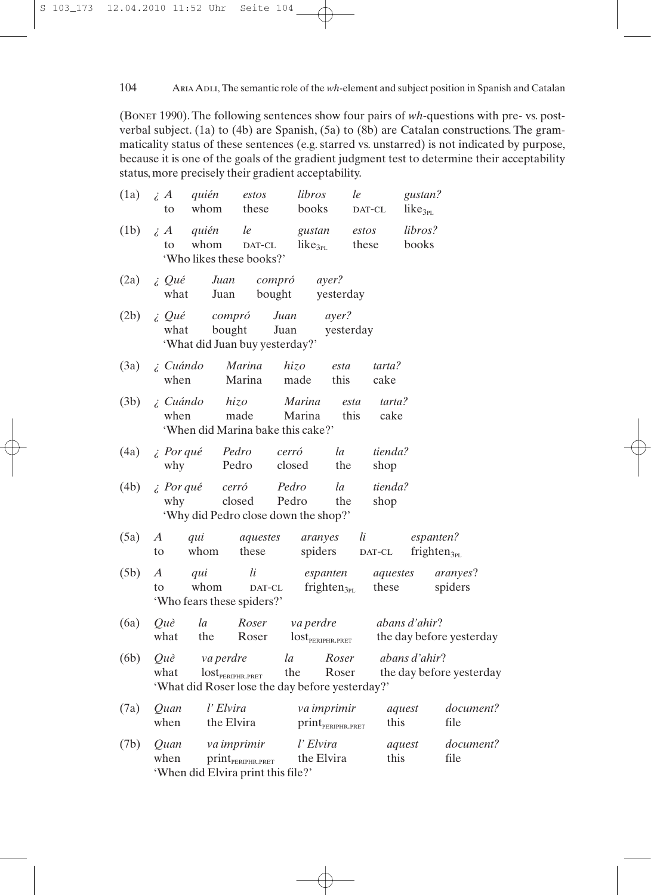(Bonet 1990). The following sentences show four pairs of *wh*-questions with pre- vs. postverbal subject. (1a) to (4b) are Spanish, (5a) to (8b) are Catalan constructions. The grammaticality status of these sentences (e.g. starred vs. unstarred) is not indicated by purpose, because it is one of the goals of the gradient judgment test to determine their acceptability status, more precisely their gradient acceptability.

(1a) *¿A quién estos libros le gustan?*
 to whom these books DAT-CL like$_{3PL}$

(1b) *¿A quién le gustan estos libros?*
 to whom DAT-CL like$_{3PL}$ these books
 'Who likes these books?'

(2a) *¿Qué Juan compró ayer?*
 what Juan bought yesterday

(2b) *¿Qué compró Juan ayer?*
 what bought Juan yesterday
 'What did Juan buy yesterday?'

(3a) *¿Cuándo Marina hizo esta tarta?*
 when Marina made this cake

(3b) *¿Cuándo hizo Marina esta tarta?*
 when made Marina this cake
 'When did Marina bake this cake?'

(4a) *¿Por qué Pedro cerró la tienda?*
 why Pedro closed the shop

(4b) *¿Por qué cerró Pedro la tienda?*
 why closed Pedro the shop
 'Why did Pedro close down the shop?'

(5a) *A qui aquestes aranyes li espanten?*
 to whom these spiders DAT-CL frighten$_{3PL}$

(5b) *A qui li espanten aquestes aranyes?*
 to whom DAT-CL frighten$_{3PL}$ these spiders
 'Who fears these spiders?'

(6a) *Què la Roser va perdre abans d'ahir?*
 what the Roser lost$_{PERIPHR.PRET}$ the day before yesterday

(6b) *Què va perdre la Roser abans d'ahir?*
 what lost$_{PERIPHR.PRET}$ the Roser the day before yesterday
 'What did Roser lose the day before yesterday?'

(7a) *Quan l' Elvira va imprimir aquest document?*
 when the Elvira print$_{PERIPHR.PRET}$ this file

(7b) *Quan va imprimir l' Elvira aquest document?*
 when print$_{PERIPHR.PRET}$ the Elvira this file
 'When did Elvira print this file?'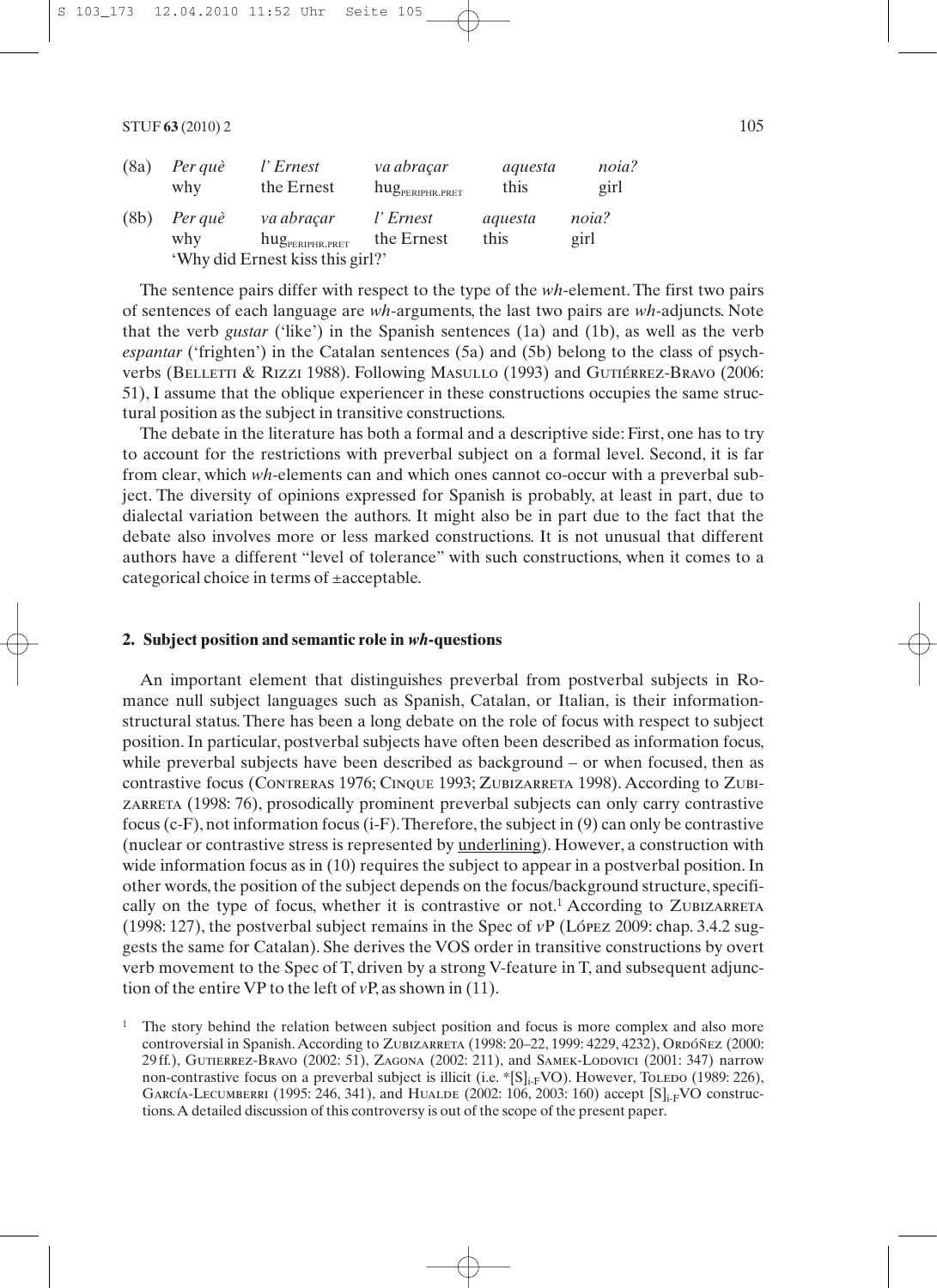| (8a) | *Per què* | *l' Ernest* | *va abraçar* | *aquesta* | *noia?* |
|---|---|---|---|---|---|
| | why | the Ernest | hug$_{\text{PERIPHR.PRET}}$ | this | girl |
| (8b) | *Per què* | *va abraçar* | *l' Ernest* | *aquesta* | *noia?* |
| | why | hug$_{\text{PERIPHR.PRET}}$ | the Ernest | this | girl |
| | 'Why did Ernest kiss this girl?' | | | | |

The sentence pairs differ with respect to the type of the *wh*-element. The first two pairs of sentences of each language are *wh*-arguments, the last two pairs are *wh*-adjuncts. Note that the verb *gustar* ('like') in the Spanish sentences (1a) and (1b), as well as the verb *espantar* ('frighten') in the Catalan sentences (5a) and (5b) belong to the class of psych-verbs (Belletti & Rizzi 1988). Following Masullo (1993) and Gutiérrez-Bravo (2006: 51), I assume that the oblique experiencer in these constructions occupies the same structural position as the subject in transitive constructions.

The debate in the literature has both a formal and a descriptive side: First, one has to try to account for the restrictions with preverbal subject on a formal level. Second, it is far from clear, which *wh*-elements can and which ones cannot co-occur with a preverbal subject. The diversity of opinions expressed for Spanish is probably, at least in part, due to dialectal variation between the authors. It might also be in part due to the fact that the debate also involves more or less marked constructions. It is not unusual that different authors have a different "level of tolerance" with such constructions, when it comes to a categorical choice in terms of ±acceptable.

## 2. Subject position and semantic role in *wh*-questions

An important element that distinguishes preverbal from postverbal subjects in Romance null subject languages such as Spanish, Catalan, or Italian, is their information-structural status. There has been a long debate on the role of focus with respect to subject position. In particular, postverbal subjects have often been described as information focus, while preverbal subjects have been described as background – or when focused, then as contrastive focus (Contreras 1976; Cinque 1993; Zubizarreta 1998). According to Zubizarreta (1998: 76), prosodically prominent preverbal subjects can only carry contrastive focus (c-F), not information focus (i-F). Therefore, the subject in (9) can only be contrastive (nuclear or contrastive stress is represented by <u>underlining</u>). However, a construction with wide information focus as in (10) requires the subject to appear in a postverbal position. In other words, the position of the subject depends on the focus/background structure, specifically on the type of focus, whether it is contrastive or not.[1] According to Zubizarreta (1998: 127), the postverbal subject remains in the Spec of *v*P (López 2009: chap. 3.4.2 suggests the same for Catalan). She derives the VOS order in transitive constructions by overt verb movement to the Spec of T, driven by a strong V-feature in T, and subsequent adjunction of the entire VP to the left of *v*P, as shown in (11).

[1] The story behind the relation between subject position and focus is more complex and also more controversial in Spanish. According to Zubizarreta (1998: 20–22, 1999: 4229, 4232), Ordóñez (2000: 29 ff.), Gutierrez-Bravo (2002: 51), Zagona (2002: 211), and Samek-Lodovici (2001: 347) narrow non-contrastive focus on a preverbal subject is illicit (i.e. $*[\text{S}]_{\text{i-F}}$VO). However, Toledo (1989: 226), García-Lecumberri (1995: 246, 341), and Hualde (2002: 106, 2003: 160) accept $[\text{S}]_{\text{i-F}}$VO constructions. A detailed discussion of this controversy is out of the scope of the present paper.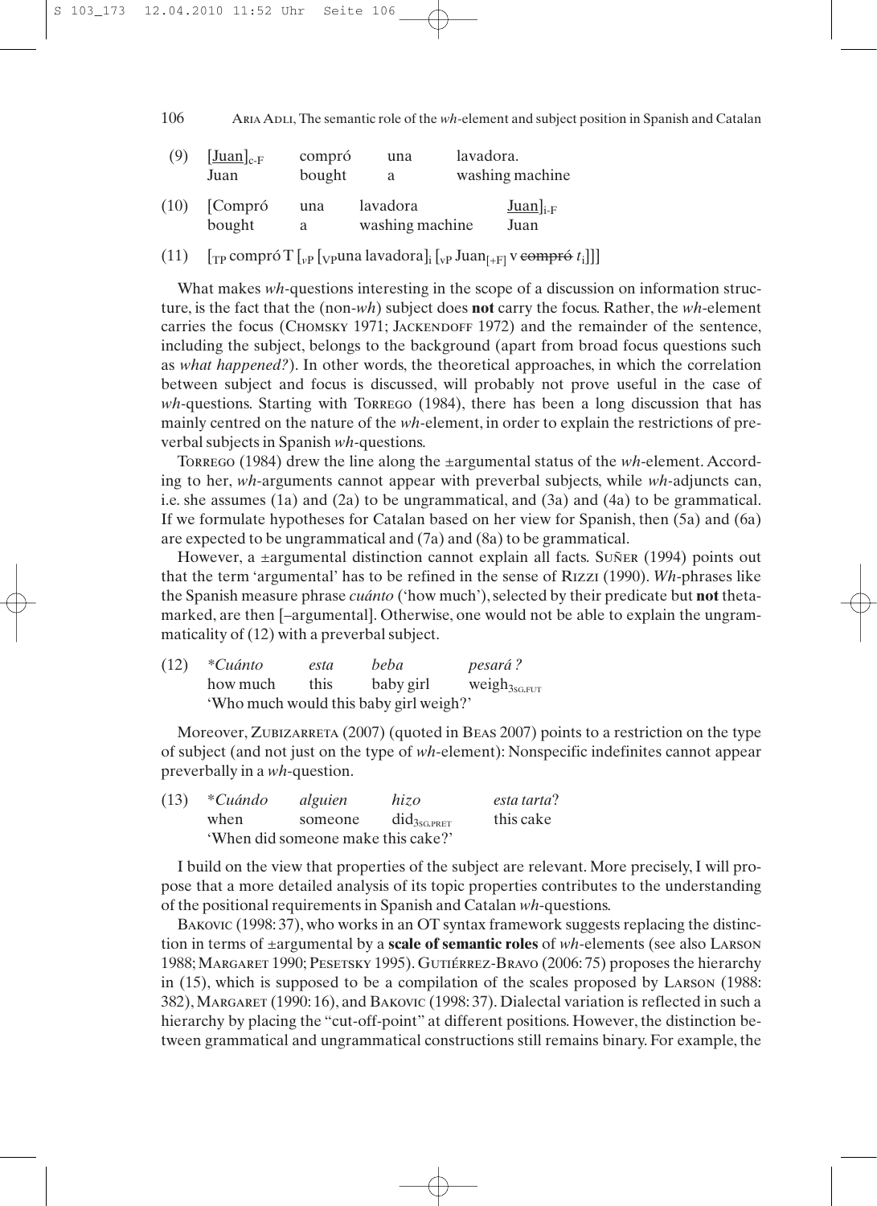(9) [<u>Juan</u>]$_{c\text{-}F}$ compró una lavadora.
    Juan bought a washing machine

(10) [Compró una lavadora <u>Juan</u>]$_{i\text{-}F}$
    bought a washing machine Juan

(11) [$_{TP}$ compró T [$_{vP}$ [$_{VP}$una lavadora]$_i$ [$_{vP}$ Juan$_{[+F]}$ v ~~compró~~ $t_i$]]]

What makes *wh*-questions interesting in the scope of a discussion on information structure, is the fact that the (non-*wh*) subject does **not** carry the focus. Rather, the *wh*-element carries the focus (Chomsky 1971; Jackendoff 1972) and the remainder of the sentence, including the subject, belongs to the background (apart from broad focus questions such as *what happened?*). In other words, the theoretical approaches, in which the correlation between subject and focus is discussed, will probably not prove useful in the case of *wh*-questions. Starting with Torrego (1984), there has been a long discussion that has mainly centred on the nature of the *wh*-element, in order to explain the restrictions of preverbal subjects in Spanish *wh*-questions.

Torrego (1984) drew the line along the ±argumental status of the *wh*-element. According to her, *wh*-arguments cannot appear with preverbal subjects, while *wh*-adjuncts can, i.e. she assumes (1a) and (2a) to be ungrammatical, and (3a) and (4a) to be grammatical. If we formulate hypotheses for Catalan based on her view for Spanish, then (5a) and (6a) are expected to be ungrammatical and (7a) and (8a) to be grammatical.

However, a ±argumental distinction cannot explain all facts. Suñer (1994) points out that the term 'argumental' has to be refined in the sense of Rizzi (1990). *Wh*-phrases like the Spanish measure phrase *cuánto* ('how much'), selected by their predicate but **not** theta-marked, are then [–argumental]. Otherwise, one would not be able to explain the ungrammaticality of (12) with a preverbal subject.

(12) \**Cuánto esta beba pesará?*
    how much this baby girl weigh$_{3SG.FUT}$
    'Who much would this baby girl weigh?'

Moreover, Zubizarreta (2007) (quoted in Beas 2007) points to a restriction on the type of subject (and not just on the type of *wh*-element): Nonspecific indefinites cannot appear preverbally in a *wh*-question.

(13) \**Cuándo alguien hizo esta tarta*?
    when someone did$_{3SG.PRET}$ this cake
    'When did someone make this cake?'

I build on the view that properties of the subject are relevant. More precisely, I will propose that a more detailed analysis of its topic properties contributes to the understanding of the positional requirements in Spanish and Catalan *wh*-questions.

Bakovic (1998: 37), who works in an OT syntax framework suggests replacing the distinction in terms of ±argumental by a **scale of semantic roles** of *wh*-elements (see also Larson 1988; Margaret 1990; Pesetsky 1995). Gutiérrez-Bravo (2006: 75) proposes the hierarchy in (15), which is supposed to be a compilation of the scales proposed by Larson (1988: 382), Margaret (1990: 16), and Bakovic (1998: 37). Dialectal variation is reflected in such a hierarchy by placing the "cut-off-point" at different positions. However, the distinction between grammatical and ungrammatical constructions still remains binary. For example, the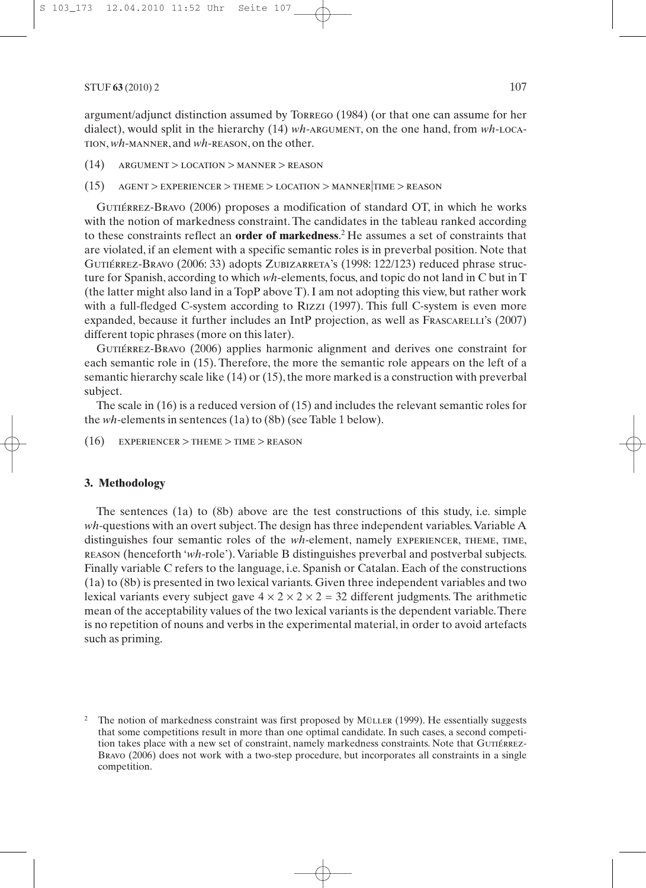argument/adjunct distinction assumed by Torrego (1984) (or that one can assume for her dialect), would split in the hierarchy (14) *wh*-argument, on the one hand, from *wh*-location, *wh*-manner, and *wh*-reason, on the other.

(14) argument > location > manner > reason

(15) agent > experiencer > theme > location > manner|time > reason

Gutiérrez-Bravo (2006) proposes a modification of standard OT, in which he works with the notion of markedness constraint. The candidates in the tableau ranked according to these constraints reflect an **order of markedness**.[2] He assumes a set of constraints that are violated, if an element with a specific semantic roles is in preverbal position. Note that Gutiérrez-Bravo (2006: 33) adopts Zubizarreta's (1998: 122/123) reduced phrase structure for Spanish, according to which *wh*-elements, focus, and topic do not land in C but in T (the latter might also land in a TopP above T). I am not adopting this view, but rather work with a full-fledged C-system according to Rizzi (1997). This full C-system is even more expanded, because it further includes an IntP projection, as well as Frascarelli's (2007) different topic phrases (more on this later).

Gutiérrez-Bravo (2006) applies harmonic alignment and derives one constraint for each semantic role in (15). Therefore, the more the semantic role appears on the left of a semantic hierarchy scale like (14) or (15), the more marked is a construction with preverbal subject.

The scale in (16) is a reduced version of (15) and includes the relevant semantic roles for the *wh*-elements in sentences (1a) to (8b) (see Table 1 below).

(16) experiencer > theme > time > reason

### 3. Methodology

The sentences (1a) to (8b) above are the test constructions of this study, i.e. simple *wh*-questions with an overt subject. The design has three independent variables. Variable A distinguishes four semantic roles of the *wh*-element, namely experiencer, theme, time, reason (henceforth '*wh*-role'). Variable B distinguishes preverbal and postverbal subjects. Finally variable C refers to the language, i.e. Spanish or Catalan. Each of the constructions (1a) to (8b) is presented in two lexical variants. Given three independent variables and two lexical variants every subject gave $4 \times 2 \times 2 \times 2 = 32$ different judgments. The arithmetic mean of the acceptability values of the two lexical variants is the dependent variable. There is no repetition of nouns and verbs in the experimental material, in order to avoid artefacts such as priming.

[2] The notion of markedness constraint was first proposed by Müller (1999). He essentially suggests that some competitions result in more than one optimal candidate. In such cases, a second competition takes place with a new set of constraint, namely markedness constraints. Note that Gutiérrez-Bravo (2006) does not work with a two-step procedure, but incorporates all constraints in a single competition.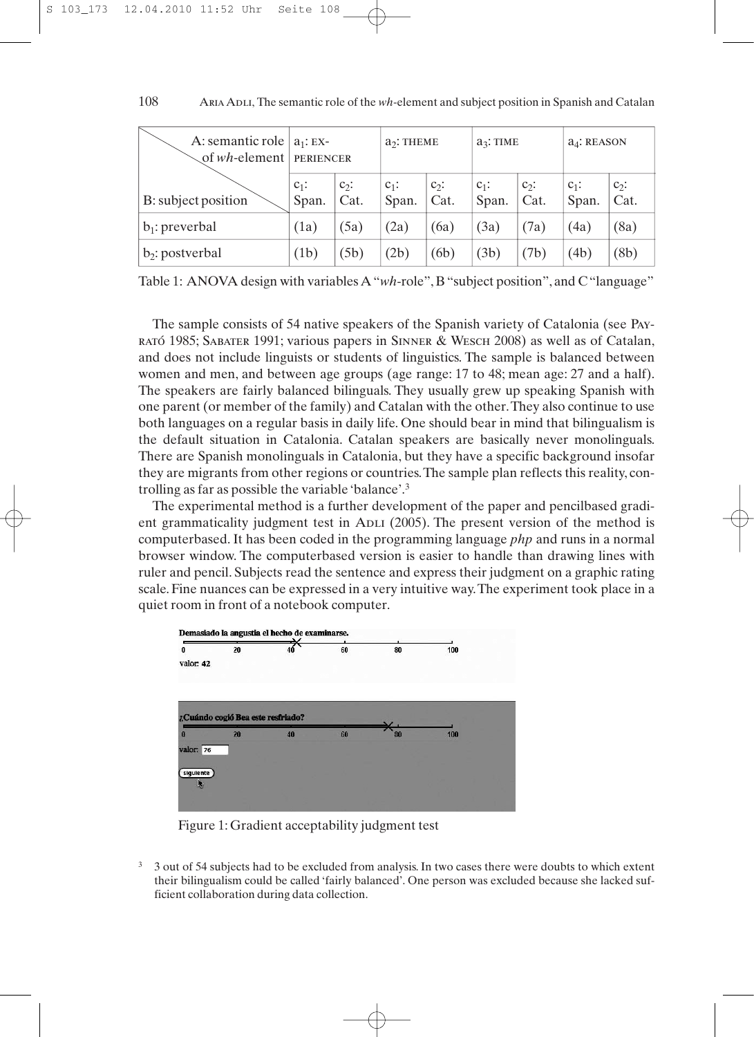| A: semantic role of *wh*-element / B: subject position | $a_1$: EXPERIENCER | | $a_2$: THEME | | $a_3$: TIME | | $a_4$: REASON | |
|---|---|---|---|---|---|---|---|---|
| | $c_1$: Span. | $c_2$: Cat. | $c_1$: Span. | $c_2$: Cat. | $c_1$: Span. | $c_2$: Cat. | $c_1$: Span. | $c_2$: Cat. |
| $b_1$: preverbal | (1a) | (5a) | (2a) | (6a) | (3a) | (7a) | (4a) | (8a) |
| $b_2$: postverbal | (1b) | (5b) | (2b) | (6b) | (3b) | (7b) | (4b) | (8b) |

Table 1: ANOVA design with variables A "*wh*-role", B "subject position", and C "language"

The sample consists of 54 native speakers of the Spanish variety of Catalonia (see PAYRATÓ 1985; SABATER 1991; various papers in SINNER & WESCH 2008) as well as of Catalan, and does not include linguists or students of linguistics. The sample is balanced between women and men, and between age groups (age range: 17 to 48; mean age: 27 and a half). The speakers are fairly balanced bilinguals. They usually grew up speaking Spanish with one parent (or member of the family) and Catalan with the other. They also continue to use both languages on a regular basis in daily life. One should bear in mind that bilingualism is the default situation in Catalonia. Catalan speakers are basically never monolinguals. There are Spanish monolinguals in Catalonia, but they have a specific background insofar they are migrants from other regions or countries. The sample plan reflects this reality, controlling as far as possible the variable 'balance'.[3]

The experimental method is a further development of the paper and pencilbased gradient grammaticality judgment test in ADLI (2005). The present version of the method is computerbased. It has been coded in the programming language *php* and runs in a normal browser window. The computerbased version is easier to handle than drawing lines with ruler and pencil. Subjects read the sentence and express their judgment on a graphic rating scale. Fine nuances can be expressed in a very intuitive way. The experiment took place in a quiet room in front of a notebook computer.

Figure 1: Gradient acceptability judgment test

[3] 3 out of 54 subjects had to be excluded from analysis. In two cases there were doubts to which extent their bilingualism could be called 'fairly balanced'. One person was excluded because she lacked sufficient collaboration during data collection.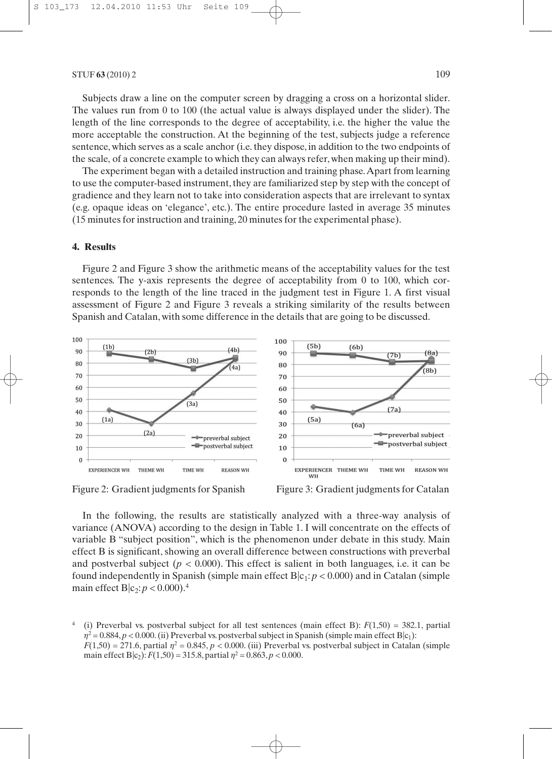Subjects draw a line on the computer screen by dragging a cross on a horizontal slider. The values run from 0 to 100 (the actual value is always displayed under the slider). The length of the line corresponds to the degree of acceptability, i.e. the higher the value the more acceptable the construction. At the beginning of the test, subjects judge a reference sentence, which serves as a scale anchor (i.e. they dispose, in addition to the two endpoints of the scale, of a concrete example to which they can always refer, when making up their mind).

The experiment began with a detailed instruction and training phase. Apart from learning to use the computer-based instrument, they are familiarized step by step with the concept of gradience and they learn not to take into consideration aspects that are irrelevant to syntax (e.g. opaque ideas on 'elegance', etc.). The entire procedure lasted in average 35 minutes (15 minutes for instruction and training, 20 minutes for the experimental phase).

## 4. Results

Figure 2 and Figure 3 show the arithmetic means of the acceptability values for the test sentences. The y-axis represents the degree of acceptability from 0 to 100, which corresponds to the length of the line traced in the judgment test in Figure 1. A first visual assessment of Figure 2 and Figure 3 reveals a striking similarity of the results between Spanish and Catalan, with some difference in the details that are going to be discussed.

Figure 2: Gradient judgments for Spanish

Figure 3: Gradient judgments for Catalan

In the following, the results are statistically analyzed with a three-way analysis of variance (ANOVA) according to the design in Table 1. I will concentrate on the effects of variable B "subject position", which is the phenomenon under debate in this study. Main effect B is significant, showing an overall difference between constructions with preverbal and postverbal subject ($p < 0.000$). This effect is salient in both languages, i.e. it can be found independently in Spanish (simple main effect $B|c_1$: $p < 0.000$) and in Catalan (simple main effect $B|c_2$: $p < 0.000$).[4]

[4] (i) Preverbal vs. postverbal subject for all test sentences (main effect B): $F(1,50) = 382.1$, partial $\eta^2 = 0.884$, $p < 0.000$. (ii) Preverbal vs. postverbal subject in Spanish (simple main effect $B|c_1$): $F(1,50) = 271.6$, partial $\eta^2 = 0.845$, $p < 0.000$. (iii) Preverbal vs. postverbal subject in Catalan (simple main effect $B|c_2$): $F(1,50) = 315.8$, partial $\eta^2 = 0.863$, $p < 0.000$.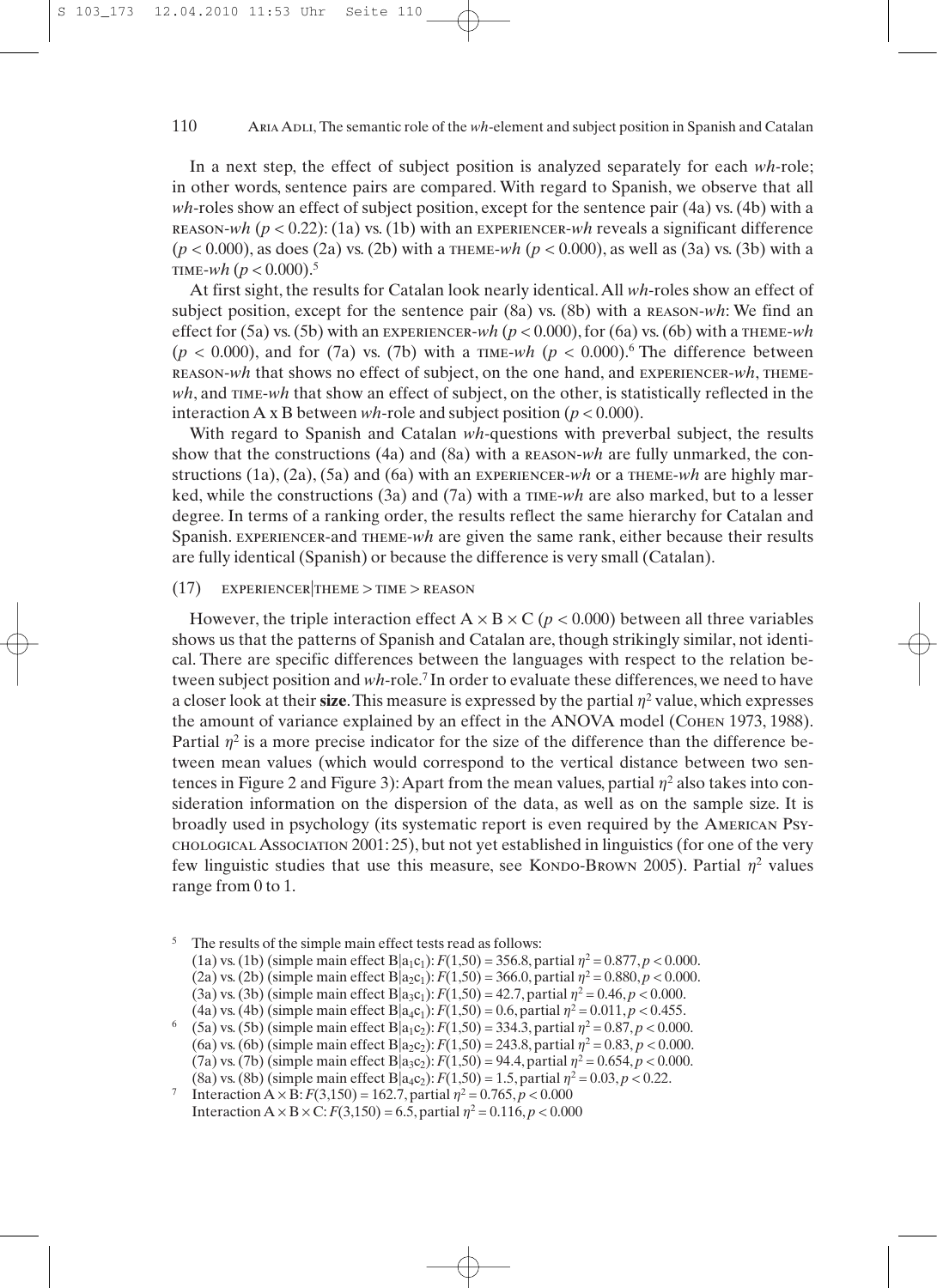In a next step, the effect of subject position is analyzed separately for each *wh*-role; in other words, sentence pairs are compared. With regard to Spanish, we observe that all *wh*-roles show an effect of subject position, except for the sentence pair (4a) vs. (4b) with a REASON-*wh* ($p < 0.22$): (1a) vs. (1b) with an EXPERIENCER-*wh* reveals a significant difference ($p < 0.000$), as does (2a) vs. (2b) with a THEME-*wh* ($p < 0.000$), as well as (3a) vs. (3b) with a TIME-*wh* ($p < 0.000$).[5]

At first sight, the results for Catalan look nearly identical. All *wh*-roles show an effect of subject position, except for the sentence pair (8a) vs. (8b) with a REASON-*wh*: We find an effect for (5a) vs. (5b) with an EXPERIENCER-*wh* ($p < 0.000$), for (6a) vs. (6b) with a THEME-*wh* ($p < 0.000$), and for (7a) vs. (7b) with a TIME-*wh* ($p < 0.000$).[6] The difference between REASON-*wh* that shows no effect of subject, on the one hand, and EXPERIENCER-*wh*, THEME-*wh*, and TIME-*wh* that show an effect of subject, on the other, is statistically reflected in the interaction A x B between *wh*-role and subject position ($p < 0.000$).

With regard to Spanish and Catalan *wh*-questions with preverbal subject, the results show that the constructions (4a) and (8a) with a REASON-*wh* are fully unmarked, the constructions (1a), (2a), (5a) and (6a) with an EXPERIENCER-*wh* or a THEME-*wh* are highly marked, while the constructions (3a) and (7a) with a TIME-*wh* are also marked, but to a lesser degree. In terms of a ranking order, the results reflect the same hierarchy for Catalan and Spanish. EXPERIENCER-and THEME-*wh* are given the same rank, either because their results are fully identical (Spanish) or because the difference is very small (Catalan).

(17) EXPERIENCER|THEME > TIME > REASON

However, the triple interaction effect $A \times B \times C$ ($p < 0.000$) between all three variables shows us that the patterns of Spanish and Catalan are, though strikingly similar, not identical. There are specific differences between the languages with respect to the relation between subject position and *wh*-role.[7] In order to evaluate these differences, we need to have a closer look at their **size**. This measure is expressed by the partial $\eta^2$ value, which expresses the amount of variance explained by an effect in the ANOVA model (COHEN 1973, 1988). Partial $\eta^2$ is a more precise indicator for the size of the difference than the difference between mean values (which would correspond to the vertical distance between two sentences in Figure 2 and Figure 3): Apart from the mean values, partial $\eta^2$ also takes into consideration information on the dispersion of the data, as well as on the sample size. It is broadly used in psychology (its systematic report is even required by the AMERICAN PSYCHOLOGICAL ASSOCIATION 2001: 25), but not yet established in linguistics (for one of the very few linguistic studies that use this measure, see KONDO-BROWN 2005). Partial $\eta^2$ values range from 0 to 1.

---

[5] The results of the simple main effect tests read as follows:
(1a) vs. (1b) (simple main effect $B|a_1c_1$): $F(1,50) = 356.8$, partial $\eta^2 = 0.877$, $p < 0.000$.
(2a) vs. (2b) (simple main effect $B|a_2c_1$): $F(1,50) = 366.0$, partial $\eta^2 = 0.880$, $p < 0.000$.
(3a) vs. (3b) (simple main effect $B|a_3c_1$): $F(1,50) = 42.7$, partial $\eta^2 = 0.46$, $p < 0.000$.
(4a) vs. (4b) (simple main effect $B|a_4c_1$): $F(1,50) = 0.6$, partial $\eta^2 = 0.011$, $p < 0.455$.

[6] (5a) vs. (5b) (simple main effect $B|a_1c_2$): $F(1,50) = 334.3$, partial $\eta^2 = 0.87$, $p < 0.000$.
(6a) vs. (6b) (simple main effect $B|a_2c_2$): $F(1,50) = 243.8$, partial $\eta^2 = 0.83$, $p < 0.000$.
(7a) vs. (7b) (simple main effect $B|a_3c_2$): $F(1,50) = 94.4$, partial $\eta^2 = 0.654$, $p < 0.000$.
(8a) vs. (8b) (simple main effect $B|a_4c_2$): $F(1,50) = 1.5$, partial $\eta^2 = 0.03$, $p < 0.22$.

[7] Interaction $A \times B$: $F(3,150) = 162.7$, partial $\eta^2 = 0.765$, $p < 0.000$
Interaction $A \times B \times C$: $F(3,150) = 6.5$, partial $\eta^2 = 0.116$, $p < 0.000$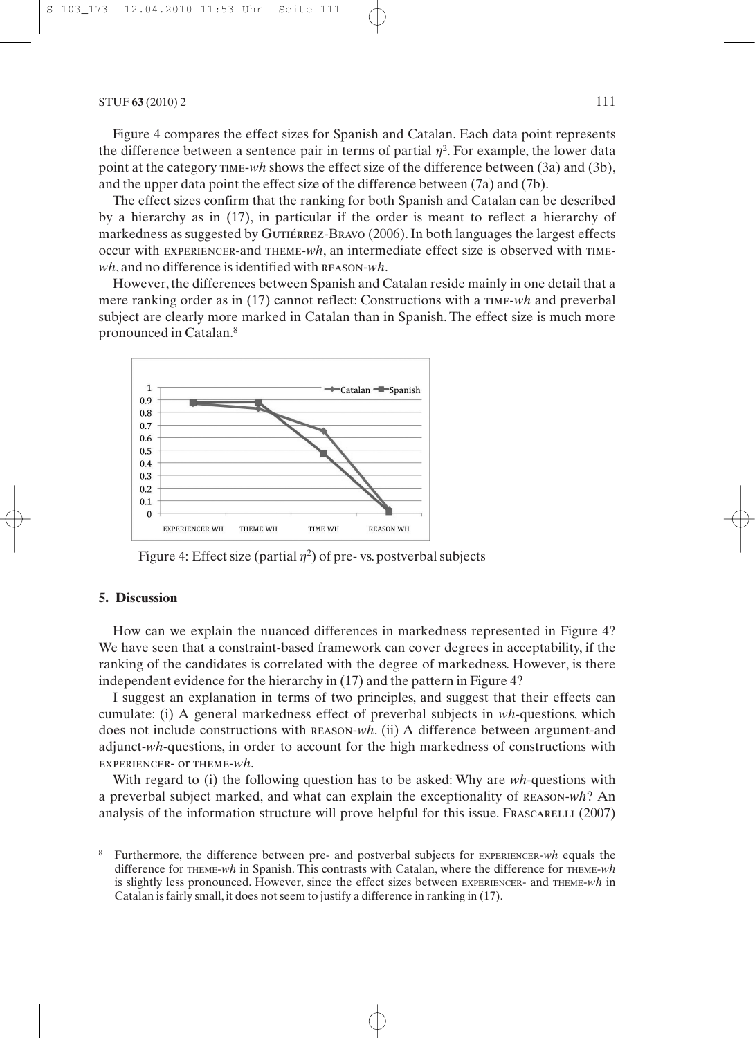Figure 4 compares the effect sizes for Spanish and Catalan. Each data point represents the difference between a sentence pair in terms of partial $\eta^2$. For example, the lower data point at the category TIME-*wh* shows the effect size of the difference between (3a) and (3b), and the upper data point the effect size of the difference between (7a) and (7b).

The effect sizes confirm that the ranking for both Spanish and Catalan can be described by a hierarchy as in (17), in particular if the order is meant to reflect a hierarchy of markedness as suggested by GUTIÉRREZ-BRAVO (2006). In both languages the largest effects occur with EXPERIENCER-and THEME-*wh*, an intermediate effect size is observed with TIME-*wh*, and no difference is identified with REASON-*wh*.

However, the differences between Spanish and Catalan reside mainly in one detail that a mere ranking order as in (17) cannot reflect: Constructions with a TIME-*wh* and preverbal subject are clearly more marked in Catalan than in Spanish. The effect size is much more pronounced in Catalan.[8]

Figure 4: Effect size (partial $\eta^2$) of pre- vs. postverbal subjects

## 5. Discussion

How can we explain the nuanced differences in markedness represented in Figure 4? We have seen that a constraint-based framework can cover degrees in acceptability, if the ranking of the candidates is correlated with the degree of markedness. However, is there independent evidence for the hierarchy in (17) and the pattern in Figure 4?

I suggest an explanation in terms of two principles, and suggest that their effects can cumulate: (i) A general markedness effect of preverbal subjects in *wh*-questions, which does not include constructions with REASON-*wh*. (ii) A difference between argument-and adjunct-*wh*-questions, in order to account for the high markedness of constructions with EXPERIENCER- or THEME-*wh*.

With regard to (i) the following question has to be asked: Why are *wh*-questions with a preverbal subject marked, and what can explain the exceptionality of REASON-*wh*? An analysis of the information structure will prove helpful for this issue. FRASCARELLI (2007)

[8] Furthermore, the difference between pre- and postverbal subjects for EXPERIENCER-*wh* equals the difference for THEME-*wh* in Spanish. This contrasts with Catalan, where the difference for THEME-*wh* is slightly less pronounced. However, since the effect sizes between EXPERIENCER- and THEME-*wh* in Catalan is fairly small, it does not seem to justify a difference in ranking in (17).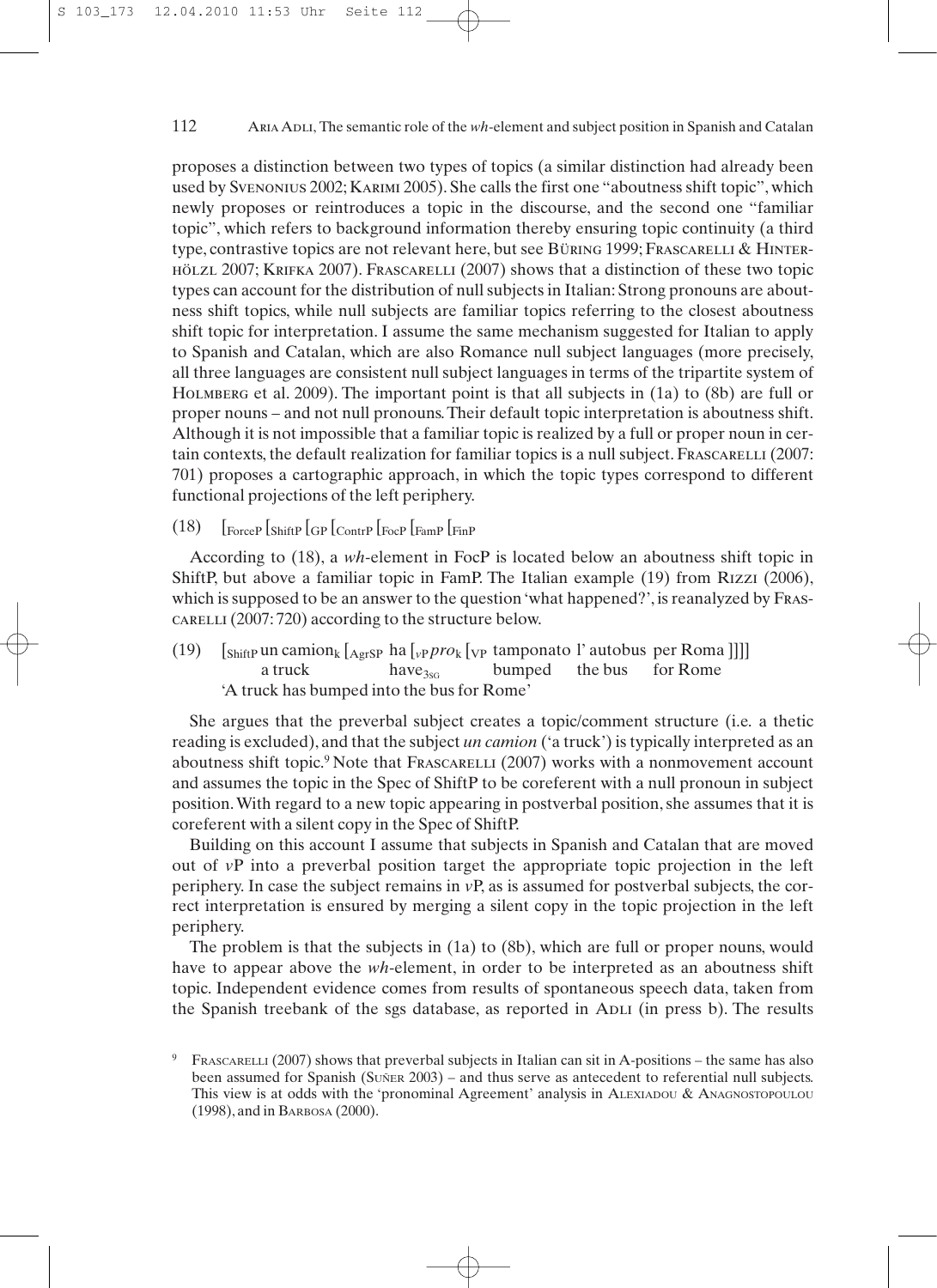proposes a distinction between two types of topics (a similar distinction had already been used by Svenonius 2002; Karimi 2005). She calls the first one "aboutness shift topic", which newly proposes or reintroduces a topic in the discourse, and the second one "familiar topic", which refers to background information thereby ensuring topic continuity (a third type, contrastive topics are not relevant here, but see Büring 1999; Frascarelli & Hinterhölzl 2007; Krifka 2007). Frascarelli (2007) shows that a distinction of these two topic types can account for the distribution of null subjects in Italian: Strong pronouns are aboutness shift topics, while null subjects are familiar topics referring to the closest aboutness shift topic for interpretation. I assume the same mechanism suggested for Italian to apply to Spanish and Catalan, which are also Romance null subject languages (more precisely, all three languages are consistent null subject languages in terms of the tripartite system of Holmberg et al. 2009). The important point is that all subjects in (1a) to (8b) are full or proper nouns – and not null pronouns. Their default topic interpretation is aboutness shift. Although it is not impossible that a familiar topic is realized by a full or proper noun in certain contexts, the default realization for familiar topics is a null subject. Frascarelli (2007: 701) proposes a cartographic approach, in which the topic types correspond to different functional projections of the left periphery.

(18) $[_{ForceP} [_{ShiftP} [_{GP} [_{ContrP} [_{FocP} [_{FamP} [_{FinP}$

According to (18), a *wh*-element in FocP is located below an aboutness shift topic in ShiftP, but above a familiar topic in FamP. The Italian example (19) from Rizzi (2006), which is supposed to be an answer to the question 'what happened?', is reanalyzed by Frascarelli (2007: 720) according to the structure below.

(19) $[_{ShiftP}$ un camion$_k$ $[_{AgrSP}$ ha $[_{vP}$ *pro*$_k$ $[_{VP}$ tamponato l' autobus per Roma ]]]]
 a truck have$_{3SG}$ bumped the bus for Rome
 'A truck has bumped into the bus for Rome'

She argues that the preverbal subject creates a topic/comment structure (i.e. a thetic reading is excluded), and that the subject *un camion* ('a truck') is typically interpreted as an aboutness shift topic.[9] Note that Frascarelli (2007) works with a nonmovement account and assumes the topic in the Spec of ShiftP to be coreferent with a null pronoun in subject position. With regard to a new topic appearing in postverbal position, she assumes that it is coreferent with a silent copy in the Spec of ShiftP.

Building on this account I assume that subjects in Spanish and Catalan that are moved out of *v*P into a preverbal position target the appropriate topic projection in the left periphery. In case the subject remains in *v*P, as is assumed for postverbal subjects, the correct interpretation is ensured by merging a silent copy in the topic projection in the left periphery.

The problem is that the subjects in (1a) to (8b), which are full or proper nouns, would have to appear above the *wh*-element, in order to be interpreted as an aboutness shift topic. Independent evidence comes from results of spontaneous speech data, taken from the Spanish treebank of the sgs database, as reported in Adli (in press b). The results

[9] Frascarelli (2007) shows that preverbal subjects in Italian can sit in A-positions – the same has also been assumed for Spanish (Suñer 2003) – and thus serve as antecedent to referential null subjects. This view is at odds with the 'pronominal Agreement' analysis in Alexiadou & Anagnostopoulou (1998), and in Barbosa (2000).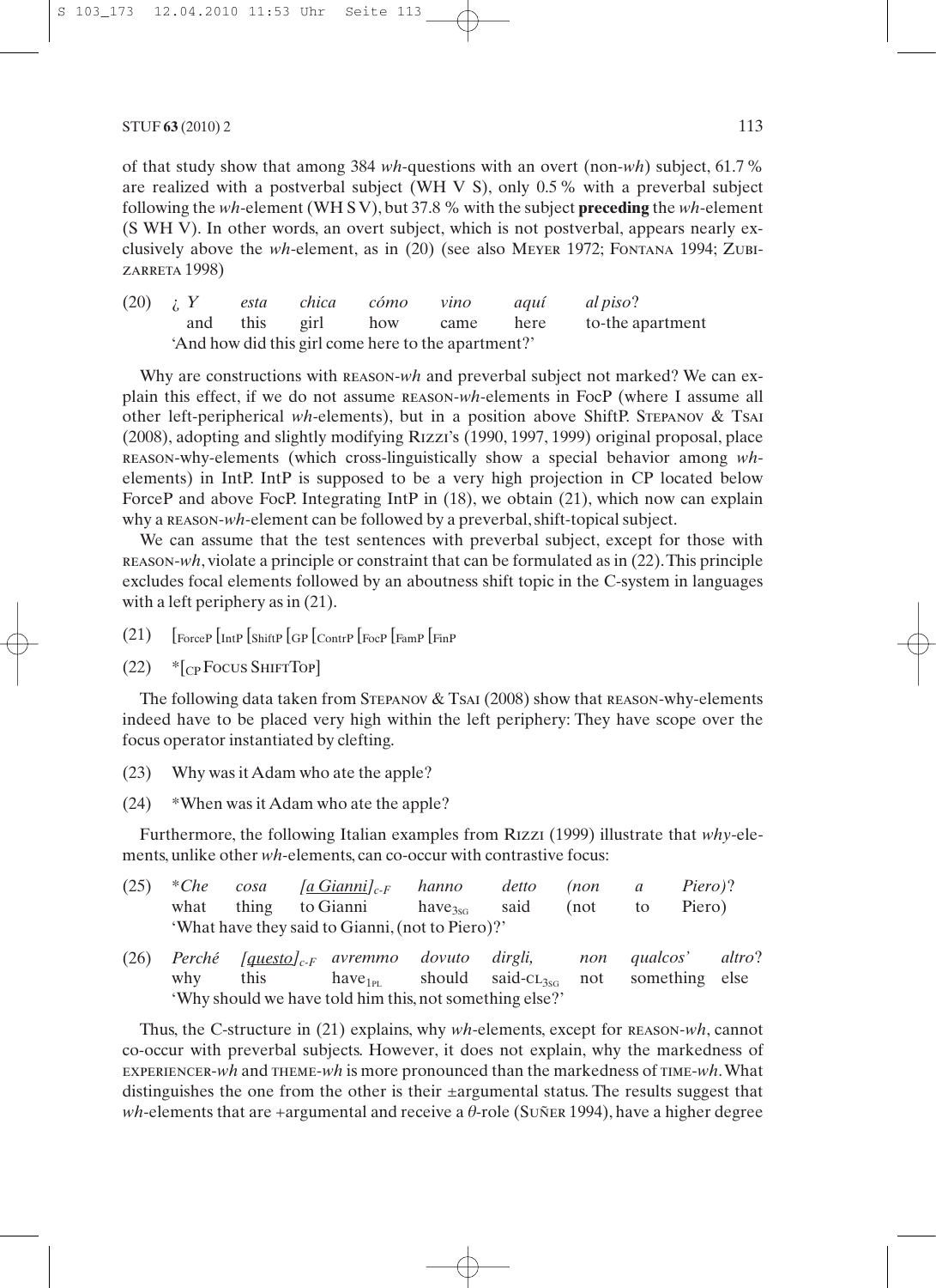of that study show that among 384 *wh*-questions with an overt (non-*wh*) subject, 61.7 % are realized with a postverbal subject (WH V S), only 0.5 % with a preverbal subject following the *wh*-element (WH S V), but 37.8 % with the subject **preceding** the *wh*-element (S WH V). In other words, an overt subject, which is not postverbal, appears nearly exclusively above the *wh*-element, as in (20) (see also Meyer 1972; Fontana 1994; Zubizarreta 1998)

(20) ¿ *Y* *esta* *chica* *cómo* *vino* *aquí* *al piso*?
and this girl how came here to-the apartment
'And how did this girl come here to the apartment?'

Why are constructions with reason-*wh* and preverbal subject not marked? We can explain this effect, if we do not assume reason-*wh*-elements in FocP (where I assume all other left-peripherical *wh*-elements), but in a position above ShiftP. Stepanov & Tsai (2008), adopting and slightly modifying Rizzi's (1990, 1997, 1999) original proposal, place reason-why-elements (which cross-linguistically show a special behavior among *wh*-elements) in IntP. IntP is supposed to be a very high projection in CP located below ForceP and above FocP. Integrating IntP in (18), we obtain (21), which now can explain why a reason-*wh*-element can be followed by a preverbal, shift-topical subject.

We can assume that the test sentences with preverbal subject, except for those with reason-*wh*, violate a principle or constraint that can be formulated as in (22). This principle excludes focal elements followed by an aboutness shift topic in the C-system in languages with a left periphery as in (21).

(21) $[_{ForceP} [_{IntP} [_{ShiftP} [_{GP} [_{ContrP} [_{FocP} [_{FamP} [_{FinP}$

(22) *$[_{CP}$ Focus ShiftTop]

The following data taken from Stepanov & Tsai (2008) show that reason-why-elements indeed have to be placed very high within the left periphery: They have scope over the focus operator instantiated by clefting.

(23) Why was it Adam who ate the apple?

(24) *When was it Adam who ate the apple?

Furthermore, the following Italian examples from Rizzi (1999) illustrate that *why*-elements, unlike other *wh*-elements, can co-occur with contrastive focus:

(25) **Che* *cosa* *[a Gianni]$_{c\text{-}F}$* *hanno* *detto* *(non* *a* *Piero)*?
what thing to Gianni have$_{3SG}$ said (not to Piero)
'What have they said to Gianni, (not to Piero)?'

(26) *Perché* *[questo]$_{c\text{-}F}$* *avremmo* *dovuto* *dirgli,* *non* *qualcos'* *altro*?
why this have$_{1PL}$ should said-CL$_{3SG}$ not something else
'Why should we have told him this, not something else?'

Thus, the C-structure in (21) explains, why *wh*-elements, except for reason-*wh*, cannot co-occur with preverbal subjects. However, it does not explain, why the markedness of experiencer-*wh* and theme-*wh* is more pronounced than the markedness of time-*wh*. What distinguishes the one from the other is their ±argumental status. The results suggest that *wh*-elements that are +argumental and receive a *θ*-role (Suñer 1994), have a higher degree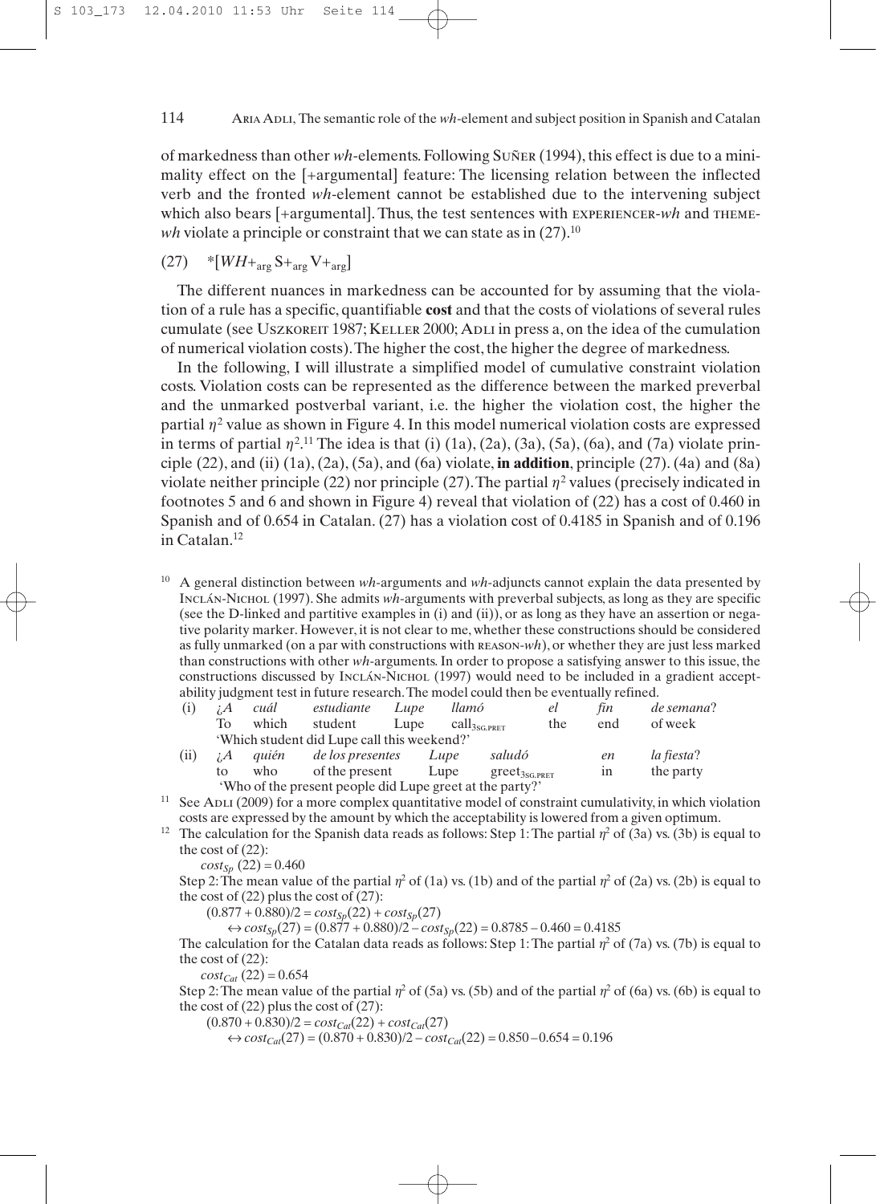of markedness than other *wh*-elements. Following SUÑER (1994), this effect is due to a minimality effect on the [+argumental] feature: The licensing relation between the inflected verb and the fronted *wh*-element cannot be established due to the intervening subject which also bears [+argumental]. Thus, the test sentences with EXPERIENCER-*wh* and THEME-*wh* violate a principle or constraint that we can state as in (27).[10]

(27) $*[WH+_{arg}\ S+_{arg}\ V+_{arg}]$

The different nuances in markedness can be accounted for by assuming that the violation of a rule has a specific, quantifiable **cost** and that the costs of violations of several rules cumulate (see USZKOREIT 1987; KELLER 2000; ADLI in press a, on the idea of the cumulation of numerical violation costs). The higher the cost, the higher the degree of markedness.

In the following, I will illustrate a simplified model of cumulative constraint violation costs. Violation costs can be represented as the difference between the marked preverbal and the unmarked postverbal variant, i.e. the higher the violation cost, the higher the partial $\eta^2$ value as shown in Figure 4. In this model numerical violation costs are expressed in terms of partial $\eta^2$.[11] The idea is that (i) (1a), (2a), (3a), (5a), (6a), and (7a) violate principle (22), and (ii) (1a), (2a), (5a), and (6a) violate, **in addition**, principle (27). (4a) and (8a) violate neither principle (22) nor principle (27). The partial $\eta^2$ values (precisely indicated in footnotes 5 and 6 and shown in Figure 4) reveal that violation of (22) has a cost of 0.460 in Spanish and of 0.654 in Catalan. (27) has a violation cost of 0.4185 in Spanish and of 0.196 in Catalan.[12]

---

[10] A general distinction between *wh*-arguments and *wh*-adjuncts cannot explain the data presented by INCLÁN-NICHOL (1997). She admits *wh*-arguments with preverbal subjects, as long as they are specific (see the D-linked and partitive examples in (i) and (ii)), or as long as they have an assertion or negative polarity marker. However, it is not clear to me, whether these constructions should be considered as fully unmarked (on a par with constructions with REASON-*wh*), or whether they are just less marked than constructions with other *wh*-arguments. In order to propose a satisfying answer to this issue, the constructions discussed by INCLÁN-NICHOL (1997) would need to be included in a gradient acceptability judgment test in future research. The model could then be eventually refined.

(i) *¿A cuál estudiante Lupe llamó el fin de semana?*
To which student Lupe call$_{3SG.PRET}$ the end of week
'Which student did Lupe call this weekend?'

(ii) *¿A quién de los presentes Lupe saludó en la fiesta?*
to who of the present Lupe greet$_{3SG.PRET}$ in the party
'Who of the present people did Lupe greet at the party?'

[11] See ADLI (2009) for a more complex quantitative model of constraint cumulativity, in which violation costs are expressed by the amount by which the acceptability is lowered from a given optimum.

[12] The calculation for the Spanish data reads as follows: Step 1: The partial $\eta^2$ of (3a) vs. (3b) is equal to the cost of (22):

$cost_{Sp}\ (22) = 0.460$

Step 2: The mean value of the partial $\eta^2$ of (1a) vs. (1b) and of the partial $\eta^2$ of (2a) vs. (2b) is equal to the cost of (22) plus the cost of (27):

$(0.877 + 0.880)/2 = cost_{Sp}(22) + cost_{Sp}(27)$

$\leftrightarrow cost_{Sp}(27) = (0.877 + 0.880)/2 - cost_{Sp}(22) = 0.8785 - 0.460 = 0.4185$

The calculation for the Catalan data reads as follows: Step 1: The partial $\eta^2$ of (7a) vs. (7b) is equal to the cost of (22):

$cost_{Cat}\ (22) = 0.654$

Step 2: The mean value of the partial $\eta^2$ of (5a) vs. (5b) and of the partial $\eta^2$ of (6a) vs. (6b) is equal to the cost of (22) plus the cost of (27):

$(0.870 + 0.830)/2 = cost_{Cat}(22) + cost_{Cat}(27)$

$\leftrightarrow cost_{Cat}(27) = (0.870 + 0.830)/2 - cost_{Cat}(22) = 0.850 - 0.654 = 0.196$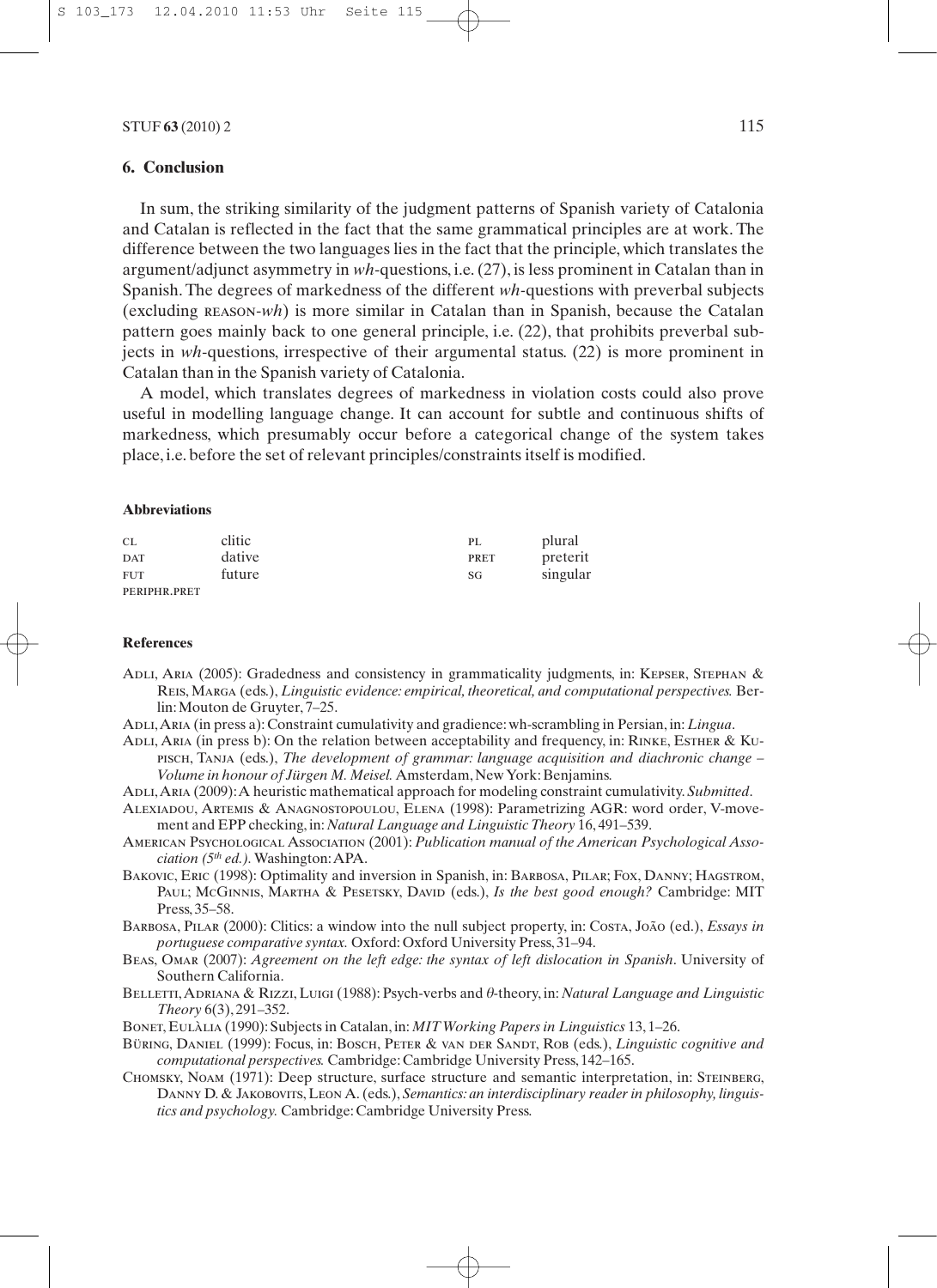## 6. Conclusion

In sum, the striking similarity of the judgment patterns of Spanish variety of Catalonia and Catalan is reflected in the fact that the same grammatical principles are at work. The difference between the two languages lies in the fact that the principle, which translates the argument/adjunct asymmetry in *wh*-questions, i.e. (27), is less prominent in Catalan than in Spanish. The degrees of markedness of the different *wh*-questions with preverbal subjects (excluding REASON-*wh*) is more similar in Catalan than in Spanish, because the Catalan pattern goes mainly back to one general principle, i.e. (22), that prohibits preverbal subjects in *wh*-questions, irrespective of their argumental status. (22) is more prominent in Catalan than in the Spanish variety of Catalonia.

A model, which translates degrees of markedness in violation costs could also prove useful in modelling language change. It can account for subtle and continuous shifts of markedness, which presumably occur before a categorical change of the system takes place, i.e. before the set of relevant principles/constraints itself is modified.

### Abbreviations

| | | | |
|---|---|---|---|
| CL | clitic | PL | plural |
| DAT | dative | PRET | preterit |
| FUT | future | SG | singular |
| PERIPHR.PRET | | | |

### References

ADLI, ARIA (2005): Gradedness and consistency in grammaticality judgments, in: KEPSER, STEPHAN & REIS, MARGA (eds.), *Linguistic evidence: empirical, theoretical, and computational perspectives.* Berlin: Mouton de Gruyter, 7–25.

ADLI, ARIA (in press a): Constraint cumulativity and gradience: wh-scrambling in Persian, in: *Lingua*.

ADLI, ARIA (in press b): On the relation between acceptability and frequency, in: RINKE, ESTHER & KUPISCH, TANJA (eds.), *The development of grammar: language acquisition and diachronic change – Volume in honour of Jürgen M. Meisel.* Amsterdam, New York: Benjamins.

ADLI, ARIA (2009): A heuristic mathematical approach for modeling constraint cumulativity. *Submitted*.

ALEXIADOU, ARTEMIS & ANAGNOSTOPOULOU, ELENA (1998): Parametrizing AGR: word order, V-movement and EPP checking, in: *Natural Language and Linguistic Theory* 16, 491–539.

AMERICAN PSYCHOLOGICAL ASSOCIATION (2001): *Publication manual of the American Psychological Association (5th ed.).* Washington: APA.

BAKOVIC, ERIC (1998): Optimality and inversion in Spanish, in: BARBOSA, PILAR; FOX, DANNY; HAGSTROM, PAUL; MCGINNIS, MARTHA & PESETSKY, DAVID (eds.), *Is the best good enough?* Cambridge: MIT Press, 35–58.

BARBOSA, PILAR (2000): Clitics: a window into the null subject property, in: COSTA, JOÃO (ed.), *Essays in portuguese comparative syntax.* Oxford: Oxford University Press, 31–94.

BEAS, OMAR (2007): *Agreement on the left edge: the syntax of left dislocation in Spanish*. University of Southern California.

BELLETTI, ADRIANA & RIZZI, LUIGI (1988): Psych-verbs and θ-theory, in: *Natural Language and Linguistic Theory* 6(3), 291–352.

BONET, EULÀLIA (1990): Subjects in Catalan, in: *MIT Working Papers in Linguistics* 13, 1–26.

BÜRING, DANIEL (1999): Focus, in: BOSCH, PETER & VAN DER SANDT, ROB (eds.), *Linguistic cognitive and computational perspectives.* Cambridge: Cambridge University Press, 142–165.

CHOMSKY, NOAM (1971): Deep structure, surface structure and semantic interpretation, in: STEINBERG, DANNY D. & JAKOBOVITS, LEON A. (eds.), *Semantics: an interdisciplinary reader in philosophy, linguistics and psychology.* Cambridge: Cambridge University Press.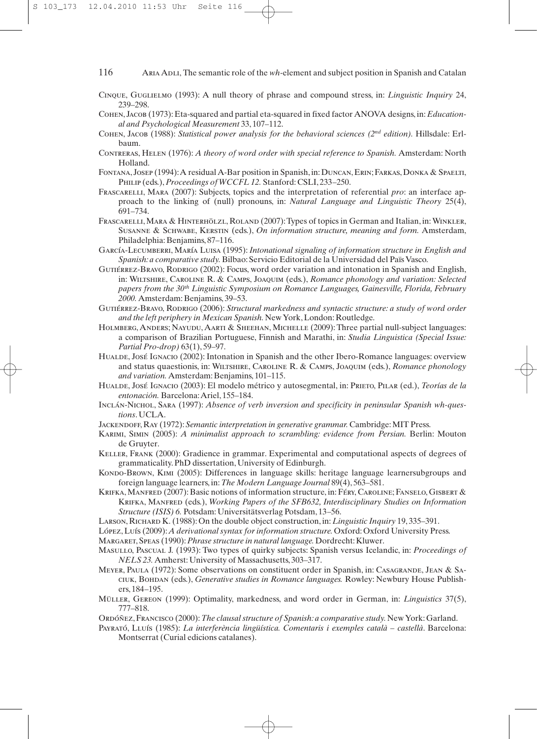Cinque, Guglielmo (1993): A null theory of phrase and compound stress, in: *Linguistic Inquiry* 24, 239–298.

Cohen, Jacob (1973): Eta-squared and partial eta-squared in fixed factor ANOVA designs, in: *Educational and Psychological Measurement* 33, 107–112.

Cohen, Jacob (1988): *Statistical power analysis for the behavioral sciences (2nd edition)*. Hillsdale: Erlbaum.

Contreras, Helen (1976): *A theory of word order with special reference to Spanish.* Amsterdam: North Holland.

Fontana, Josep (1994): A residual A-Bar position in Spanish, in: Duncan, Erin; Farkas, Donka & Spaelti, Philip (eds.), *Proceedings of WCCFL 12.* Stanford: CSLI, 233–250.

Frascarelli, Mara (2007): Subjects, topics and the interpretation of referential *pro*: an interface approach to the linking of (null) pronouns, in: *Natural Language and Linguistic Theory* 25(4), 691–734.

Frascarelli, Mara & Hinterhölzl, Roland (2007): Types of topics in German and Italian, in: Winkler, Susanne & Schwabe, Kerstin (eds.), *On information structure, meaning and form.* Amsterdam, Philadelphia: Benjamins, 87–116.

García-Lecumberri, María Luisa (1995): *Intonational signaling of information structure in English and Spanish: a comparative study.* Bilbao: Servicio Editorial de la Universidad del País Vasco.

Gutiérrez-Bravo, Rodrigo (2002): Focus, word order variation and intonation in Spanish and English, in: Wiltshire, Caroline R. & Camps, Joaquim (eds.), *Romance phonology and variation: Selected papers from the 30th Linguistic Symposium on Romance Languages, Gainesville, Florida, February 2000.* Amsterdam: Benjamins, 39–53.

Gutiérrez-Bravo, Rodrigo (2006): *Structural markedness and syntactic structure: a study of word order and the left periphery in Mexican Spanish.* New York, London: Routledge.

Holmberg, Anders; Nayudu, Aarti & Sheehan, Michelle (2009): Three partial null-subject languages: a comparison of Brazilian Portuguese, Finnish and Marathi, in: *Studia Linguistica (Special Issue: Partial Pro-drop)* 63(1), 59–97.

Hualde, José Ignacio (2002): Intonation in Spanish and the other Ibero-Romance languages: overview and status quaestionis, in: Wiltshire, Caroline R. & Camps, Joaquim (eds.), *Romance phonology and variation.* Amsterdam: Benjamins, 101–115.

Hualde, José Ignacio (2003): El modelo métrico y autosegmental, in: Prieto, Pilar (ed.), *Teorías de la entonación.* Barcelona: Ariel, 155–184.

Inclán-Nichol, Sara (1997): *Absence of verb inversion and specificity in peninsular Spanish wh-questions*. UCLA.

Jackendoff, Ray (1972): *Semantic interpretation in generative grammar.* Cambridge: MIT Press.

Karimi, Simin (2005): *A minimalist approach to scrambling: evidence from Persian.* Berlin: Mouton de Gruyter.

Keller, Frank (2000): Gradience in grammar. Experimental and computational aspects of degrees of grammaticality. PhD dissertation, University of Edinburgh.

Kondo-Brown, Kimi (2005): Differences in language skills: heritage language learnersubgroups and foreign language learners, in: *The Modern Language Journal* 89(4), 563–581.

Krifka, Manfred (2007): Basic notions of information structure, in: Féry, Caroline; Fanselo, Gisbert & Krifka, Manfred (eds.), *Working Papers of the SFB632, Interdisciplinary Studies on Information Structure (ISIS) 6.* Potsdam: Universitätsverlag Potsdam, 13–56.

Larson, Richard K. (1988): On the double object construction, in: *Linguistic Inquiry* 19, 335–391.

López, Luís (2009): *A derivational syntax for information structure.* Oxford: Oxford University Press.

Margaret, Speas (1990): *Phrase structure in natural language.* Dordrecht: Kluwer.

Masullo, Pascual J. (1993): Two types of quirky subjects: Spanish versus Icelandic, in: *Proceedings of NELS 23.* Amherst: University of Massachusetts, 303–317.

Meyer, Paula (1972): Some observations on constituent order in Spanish, in: Casagrande, Jean & Saciuk, Bohdan (eds.), *Generative studies in Romance languages.* Rowley: Newbury House Publishers, 184–195.

Müller, Gereon (1999): Optimality, markedness, and word order in German, in: *Linguistics* 37(5), 777–818.

Ordóñez, Francisco (2000): *The clausal structure of Spanish: a comparative study.* New York: Garland.

Payrató, Lluís (1985): *La interferència lingüística. Comentaris i exemples català – castellà.* Barcelona: Montserrat (Curial edicions catalanes).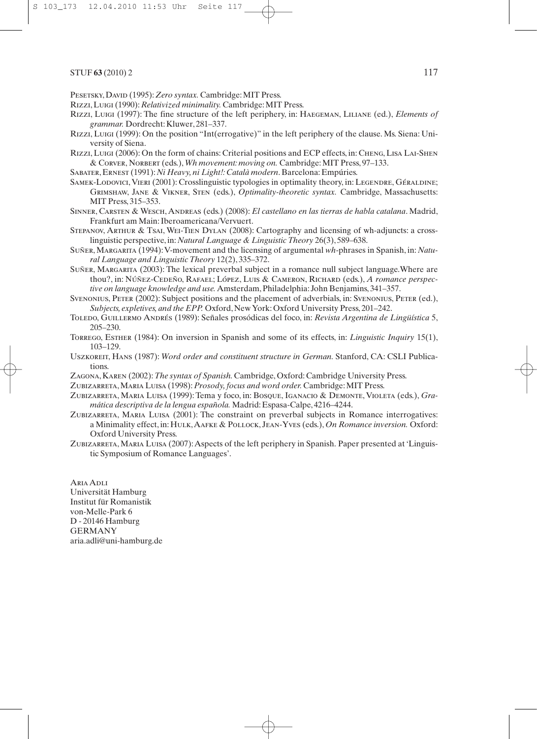Pesetsky, David (1995): *Zero syntax.* Cambridge: MIT Press.

Rizzi, Luigi (1990): *Relativized minimality.* Cambridge: MIT Press.

Rizzi, Luigi (1997): The fine structure of the left periphery, in: Haegeman, Liliane (ed.), *Elements of grammar.* Dordrecht: Kluwer, 281–337.

Rizzi, Luigi (1999): On the position "Int(errogative)" in the left periphery of the clause. Ms. Siena: University of Siena.

Rizzi, Luigi (2006): On the form of chains: Criterial positions and ECP effects, in: Cheng, Lisa Lai-Shen & Corver, Norbert (eds.), *Wh movement: moving on.* Cambridge: MIT Press, 97–133.

Sabater, Ernest (1991): *Ni Heavy, ni Light!: Català modern*. Barcelona: Empúries.

Samek-Lodovici, Vieri (2001): Crosslinguistic typologies in optimality theory, in: Legendre, Géraldine; Grimshaw, Jane & Vikner, Sten (eds.), *Optimality-theoretic syntax.* Cambridge, Massachusetts: MIT Press, 315–353.

Sinner, Carsten & Wesch, Andreas (eds.) (2008): *El castellano en las tierras de habla catalana*. Madrid, Frankfurt am Main: Iberoamericana/Vervuert.

Stepanov, Arthur & Tsai, Wei-Tien Dylan (2008): Cartography and licensing of wh-adjuncts: a crosslinguistic perspective, in: *Natural Language & Linguistic Theory* 26(3), 589–638.

Suñer, Margarita (1994): V-movement and the licensing of argumental *wh*-phrases in Spanish, in: *Natural Language and Linguistic Theory* 12(2), 335–372.

Suñer, Margarita (2003): The lexical preverbal subject in a romance null subject language.Where are thou?, in: Núñez-Cedeño, Rafael; López, Luis & Cameron, Richard (eds.), *A romance perspective on language knowledge and use.* Amsterdam, Philadelphia: John Benjamins, 341–357.

Svenonius, Peter (2002): Subject positions and the placement of adverbials, in: Svenonius, Peter (ed.), *Subjects, expletives, and the EPP.* Oxford, New York: Oxford University Press, 201–242.

Toledo, Guillermo Andrés (1989): Señales prosódicas del foco, in: *Revista Argentina de Lingüística* 5, 205–230.

Torrego, Esther (1984): On inversion in Spanish and some of its effects, in: *Linguistic Inquiry* 15(1), 103–129.

Uszkoreit, Hans (1987): *Word order and constituent structure in German.* Stanford, CA: CSLI Publications.

Zagona, Karen (2002): *The syntax of Spanish.* Cambridge, Oxford: Cambridge University Press.

Zubizarreta, Maria Luisa (1998): *Prosody, focus and word order.* Cambridge: MIT Press.

Zubizarreta, Maria Luisa (1999): Tema y foco, in: Bosque, Iganacio & Demonte, Violeta (eds.), *Gramática descriptiva de la lengua española.* Madrid: Espasa-Calpe, 4216–4244.

Zubizarreta, Maria Luisa (2001): The constraint on preverbal subjects in Romance interrogatives: a Minimality effect, in: Hulk, Aafke & Pollock, Jean-Yves (eds.), *On Romance inversion.* Oxford: Oxford University Press.

Zubizarreta, Maria Luisa (2007): Aspects of the left periphery in Spanish. Paper presented at 'Linguistic Symposium of Romance Languages'.

Aria Adli
Universität Hamburg
Institut für Romanistik
von-Melle-Park 6
D - 20146 Hamburg
GERMANY
aria.adli@uni-hamburg.de